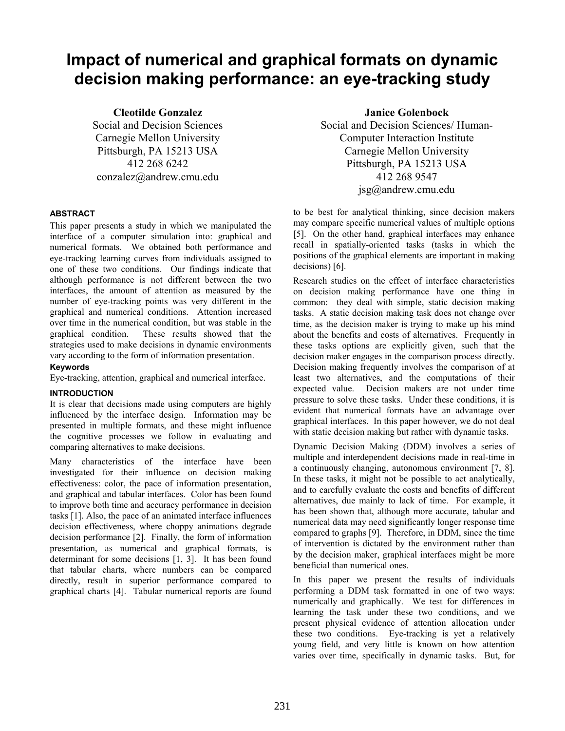# Impact of numerical and graphical formats on dynamic decision making performance: an eye-tracking study

**Cleotilde Gonzalez**
Social and Decision Sciences
Carnegie Mellon University
Pittsburgh, PA 15213 USA
412 268 6242
conzalez@andrew.cmu.edu

**Janice Golenbock**
Social and Decision Sciences/ Human-Computer Interaction Institute
Carnegie Mellon University
Pittsburgh, PA 15213 USA
412 268 9547
jsg@andrew.cmu.edu

## ABSTRACT

This paper presents a study in which we manipulated the interface of a computer simulation into: graphical and numerical formats. We obtained both performance and eye-tracking learning curves from individuals assigned to one of these two conditions. Our findings indicate that although performance is not different between the two interfaces, the amount of attention as measured by the number of eye-tracking points was very different in the graphical and numerical conditions. Attention increased over time in the numerical condition, but was stable in the graphical condition. These results showed that the strategies used to make decisions in dynamic environments vary according to the form of information presentation.

### Keywords

Eye-tracking, attention, graphical and numerical interface.

## INTRODUCTION

It is clear that decisions made using computers are highly influenced by the interface design. Information may be presented in multiple formats, and these might influence the cognitive processes we follow in evaluating and comparing alternatives to make decisions.

Many characteristics of the interface have been investigated for their influence on decision making effectiveness: color, the pace of information presentation, and graphical and tabular interfaces. Color has been found to improve both time and accuracy performance in decision tasks [1]. Also, the pace of an animated interface influences decision effectiveness, where choppy animations degrade decision performance [2]. Finally, the form of information presentation, as numerical and graphical formats, is determinant for some decisions [1, 3]. It has been found that tabular charts, where numbers can be compared directly, result in superior performance compared to graphical charts [4]. Tabular numerical reports are found to be best for analytical thinking, since decision makers may compare specific numerical values of multiple options [5]. On the other hand, graphical interfaces may enhance recall in spatially-oriented tasks (tasks in which the positions of the graphical elements are important in making decisions) [6].

Research studies on the effect of interface characteristics on decision making performance have one thing in common: they deal with simple, static decision making tasks. A static decision making task does not change over time, as the decision maker is trying to make up his mind about the benefits and costs of alternatives. Frequently in these tasks options are explicitly given, such that the decision maker engages in the comparison process directly. Decision making frequently involves the comparison of at least two alternatives, and the computations of their expected value. Decision makers are not under time pressure to solve these tasks. Under these conditions, it is evident that numerical formats have an advantage over graphical interfaces. In this paper however, we do not deal with static decision making but rather with dynamic tasks.

Dynamic Decision Making (DDM) involves a series of multiple and interdependent decisions made in real-time in a continuously changing, autonomous environment [7, 8]. In these tasks, it might not be possible to act analytically, and to carefully evaluate the costs and benefits of different alternatives, due mainly to lack of time. For example, it has been shown that, although more accurate, tabular and numerical data may need significantly longer response time compared to graphs [9]. Therefore, in DDM, since the time of intervention is dictated by the environment rather than by the decision maker, graphical interfaces might be more beneficial than numerical ones.

In this paper we present the results of individuals performing a DDM task formatted in one of two ways: numerically and graphically. We test for differences in learning the task under these two conditions, and we present physical evidence of attention allocation under these two conditions. Eye-tracking is yet a relatively young field, and very little is known on how attention varies over time, specifically in dynamic tasks. But, for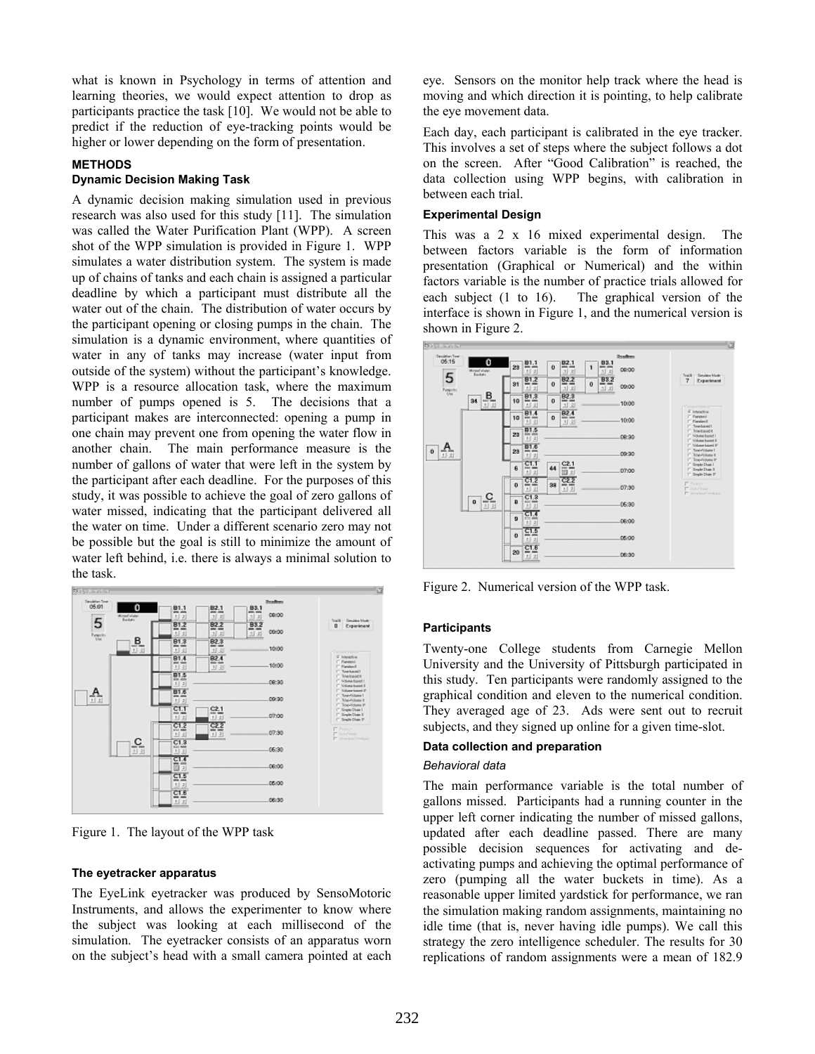what is known in Psychology in terms of attention and learning theories, we would expect attention to drop as participants practice the task [10]. We would not be able to predict if the reduction of eye-tracking points would be higher or lower depending on the form of presentation.

## METHODS

### Dynamic Decision Making Task

A dynamic decision making simulation used in previous research was also used for this study [11]. The simulation was called the Water Purification Plant (WPP). A screen shot of the WPP simulation is provided in Figure 1. WPP simulates a water distribution system. The system is made up of chains of tanks and each chain is assigned a particular deadline by which a participant must distribute all the water out of the chain. The distribution of water occurs by the participant opening or closing pumps in the chain. The simulation is a dynamic environment, where quantities of water in any of tanks may increase (water input from outside of the system) without the participant's knowledge. WPP is a resource allocation task, where the maximum number of pumps opened is 5. The decisions that a participant makes are interconnected: opening a pump in one chain may prevent one from opening the water flow in another chain. The main performance measure is the number of gallons of water that were left in the system by the participant after each deadline. For the purposes of this study, it was possible to achieve the goal of zero gallons of water missed, indicating that the participant delivered all the water on time. Under a different scenario zero may not be possible but the goal is still to minimize the amount of water left behind, i.e. there is always a minimal solution to the task.

Figure 1. The layout of the WPP task

### The eyetracker apparatus

The EyeLink eyetracker was produced by SensoMotoric Instruments, and allows the experimenter to know where the subject was looking at each millisecond of the simulation. The eyetracker consists of an apparatus worn on the subject's head with a small camera pointed at each eye. Sensors on the monitor help track where the head is moving and which direction it is pointing, to help calibrate the eye movement data.

Each day, each participant is calibrated in the eye tracker. This involves a set of steps where the subject follows a dot on the screen. After "Good Calibration" is reached, the data collection using WPP begins, with calibration in between each trial.

### Experimental Design

This was a 2 x 16 mixed experimental design. The between factors variable is the form of information presentation (Graphical or Numerical) and the within factors variable is the number of practice trials allowed for each subject (1 to 16). The graphical version of the interface is shown in Figure 1, and the numerical version is shown in Figure 2.

Figure 2. Numerical version of the WPP task.

### Participants

Twenty-one College students from Carnegie Mellon University and the University of Pittsburgh participated in this study. Ten participants were randomly assigned to the graphical condition and eleven to the numerical condition. They averaged age of 23. Ads were sent out to recruit subjects, and they signed up online for a given time-slot.

### Data collection and preparation

*Behavioral data*

The main performance variable is the total number of gallons missed. Participants had a running counter in the upper left corner indicating the number of missed gallons, updated after each deadline passed. There are many possible decision sequences for activating and de-activating pumps and achieving the optimal performance of zero (pumping all the water buckets in time). As a reasonable upper limited yardstick for performance, we ran the simulation making random assignments, maintaining no idle time (that is, never having idle pumps). We call this strategy the zero intelligence scheduler. The results for 30 replications of random assignments were a mean of 182.9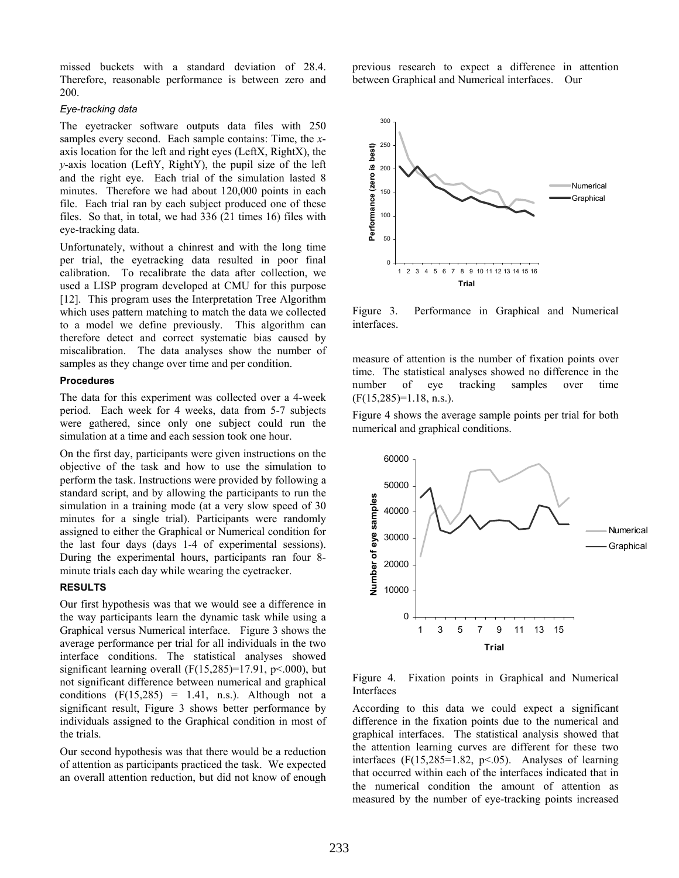missed buckets with a standard deviation of 28.4. Therefore, reasonable performance is between zero and 200.

#### *Eye-tracking data*

The eyetracker software outputs data files with 250 samples every second. Each sample contains: Time, the *x*-axis location for the left and right eyes (LeftX, RightX), the *y*-axis location (LeftY, RightY), the pupil size of the left and the right eye. Each trial of the simulation lasted 8 minutes. Therefore we had about 120,000 points in each file. Each trial ran by each subject produced one of these files. So that, in total, we had 336 (21 times 16) files with eye-tracking data.

Unfortunately, without a chinrest and with the long time per trial, the eyetracking data resulted in poor final calibration. To recalibrate the data after collection, we used a LISP program developed at CMU for this purpose [12]. This program uses the Interpretation Tree Algorithm which uses pattern matching to match the data we collected to a model we define previously. This algorithm can therefore detect and correct systematic bias caused by miscalibration. The data analyses show the number of samples as they change over time and per condition.

### Procedures

The data for this experiment was collected over a 4-week period. Each week for 4 weeks, data from 5-7 subjects were gathered, since only one subject could run the simulation at a time and each session took one hour.

On the first day, participants were given instructions on the objective of the task and how to use the simulation to perform the task. Instructions were provided by following a standard script, and by allowing the participants to run the simulation in a training mode (at a very slow speed of 30 minutes for a single trial). Participants were randomly assigned to either the Graphical or Numerical condition for the last four days (days 1-4 of experimental sessions). During the experimental hours, participants ran four 8-minute trials each day while wearing the eyetracker.

## RESULTS

Our first hypothesis was that we would see a difference in the way participants learn the dynamic task while using a Graphical versus Numerical interface. Figure 3 shows the average performance per trial for all individuals in the two interface conditions. The statistical analyses showed significant learning overall ($F(15,285)=17.91$, $p<.000$), but not significant difference between numerical and graphical conditions ($F(15,285) = 1.41$, n.s.). Although not a significant result, Figure 3 shows better performance by individuals assigned to the Graphical condition in most of the trials.

Our second hypothesis was that there would be a reduction of attention as participants practiced the task. We expected an overall attention reduction, but did not know of enough previous research to expect a difference in attention between Graphical and Numerical interfaces. Our

Figure 3. Performance in Graphical and Numerical interfaces.

measure of attention is the number of fixation points over time. The statistical analyses showed no difference in the number of eye tracking samples over time ($F(15,285)=1.18$, n.s.).

Figure 4 shows the average sample points per trial for both numerical and graphical conditions.

Figure 4. Fixation points in Graphical and Numerical Interfaces

According to this data we could expect a significant difference in the fixation points due to the numerical and graphical interfaces. The statistical analysis showed that the attention learning curves are different for these two interfaces ($F(15,285=1.82$, $p<.05$). Analyses of learning that occurred within each of the interfaces indicated that in the numerical condition the amount of attention as measured by the number of eye-tracking points increased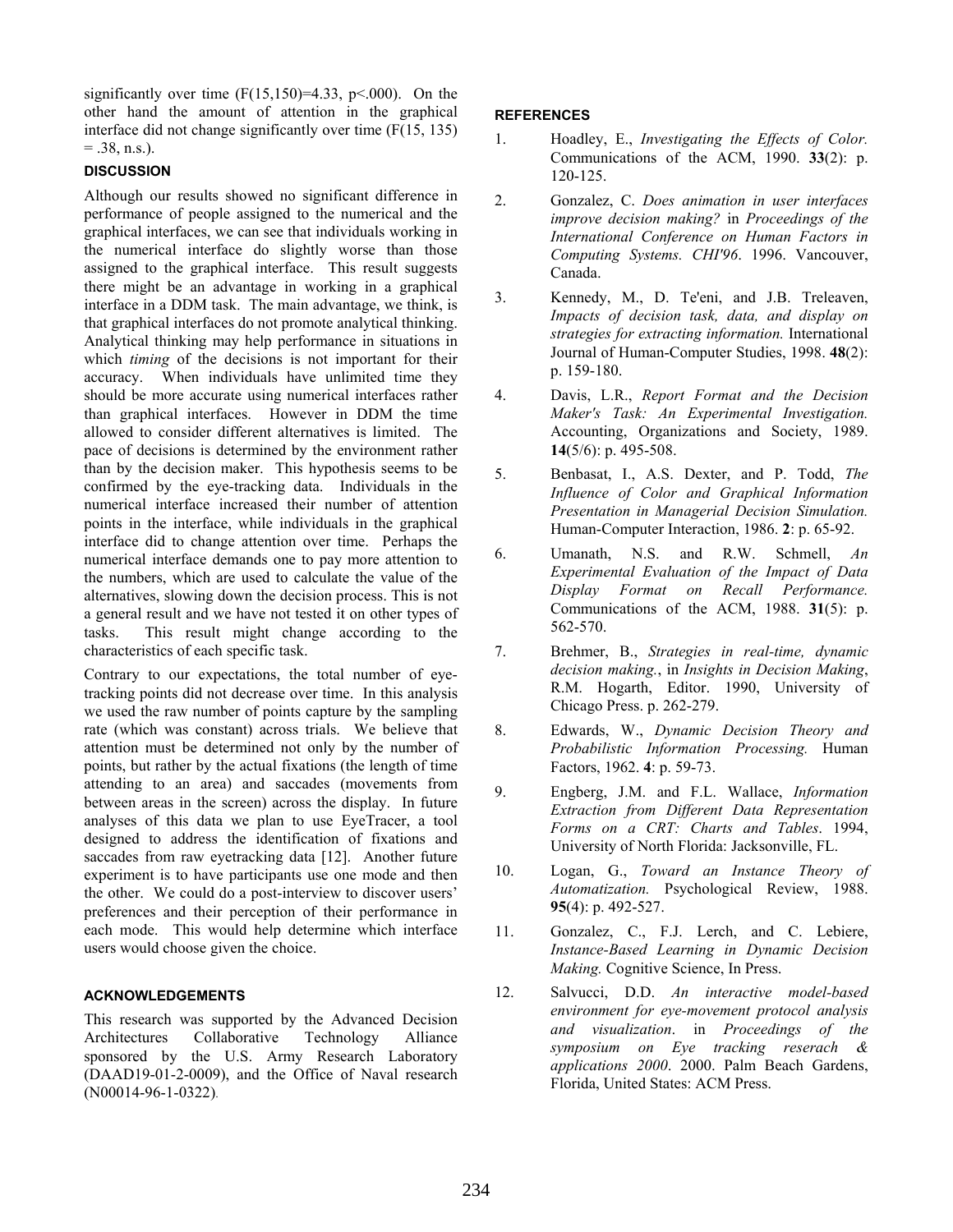significantly over time ($F(15,150)=4.33$, $p<.000$). On the other hand the amount of attention in the graphical interface did not change significantly over time ($F(15, 135) = .38$, n.s.).

## DISCUSSION

Although our results showed no significant difference in performance of people assigned to the numerical and the graphical interfaces, we can see that individuals working in the numerical interface do slightly worse than those assigned to the graphical interface. This result suggests there might be an advantage in working in a graphical interface in a DDM task. The main advantage, we think, is that graphical interfaces do not promote analytical thinking. Analytical thinking may help performance in situations in which *timing* of the decisions is not important for their accuracy. When individuals have unlimited time they should be more accurate using numerical interfaces rather than graphical interfaces. However in DDM the time allowed to consider different alternatives is limited. The pace of decisions is determined by the environment rather than by the decision maker. This hypothesis seems to be confirmed by the eye-tracking data. Individuals in the numerical interface increased their number of attention points in the interface, while individuals in the graphical interface did to change attention over time. Perhaps the numerical interface demands one to pay more attention to the numbers, which are used to calculate the value of the alternatives, slowing down the decision process. This is not a general result and we have not tested it on other types of tasks. This result might change according to the characteristics of each specific task.

Contrary to our expectations, the total number of eye-tracking points did not decrease over time. In this analysis we used the raw number of points capture by the sampling rate (which was constant) across trials. We believe that attention must be determined not only by the number of points, but rather by the actual fixations (the length of time attending to an area) and saccades (movements from between areas in the screen) across the display. In future analyses of this data we plan to use EyeTracer, a tool designed to address the identification of fixations and saccades from raw eyetracking data [12]. Another future experiment is to have participants use one mode and then the other. We could do a post-interview to discover users' preferences and their perception of their performance in each mode. This would help determine which interface users would choose given the choice.

## ACKNOWLEDGEMENTS

This research was supported by the Advanced Decision Architectures Collaborative Technology Alliance sponsored by the U.S. Army Research Laboratory (DAAD19-01-2-0009), and the Office of Naval research (N00014-96-1-0322).

## REFERENCES

1. Hoadley, E., *Investigating the Effects of Color.* Communications of the ACM, 1990. **33**(2): p. 120-125.
2. Gonzalez, C. *Does animation in user interfaces improve decision making?* in *Proceedings of the International Conference on Human Factors in Computing Systems. CHI'96*. 1996. Vancouver, Canada.
3. Kennedy, M., D. Te'eni, and J.B. Treleaven, *Impacts of decision task, data, and display on strategies for extracting information.* International Journal of Human-Computer Studies, 1998. **48**(2): p. 159-180.
4. Davis, L.R., *Report Format and the Decision Maker's Task: An Experimental Investigation.* Accounting, Organizations and Society, 1989. **14**(5/6): p. 495-508.
5. Benbasat, I., A.S. Dexter, and P. Todd, *The Influence of Color and Graphical Information Presentation in Managerial Decision Simulation.* Human-Computer Interaction, 1986. **2**: p. 65-92.
6. Umanath, N.S. and R.W. Schmell, *An Experimental Evaluation of the Impact of Data Display Format on Recall Performance.* Communications of the ACM, 1988. **31**(5): p. 562-570.
7. Brehmer, B., *Strategies in real-time, dynamic decision making.*, in *Insights in Decision Making*, R.M. Hogarth, Editor. 1990, University of Chicago Press. p. 262-279.
8. Edwards, W., *Dynamic Decision Theory and Probabilistic Information Processing.* Human Factors, 1962. **4**: p. 59-73.
9. Engberg, J.M. and F.L. Wallace, *Information Extraction from Different Data Representation Forms on a CRT: Charts and Tables*. 1994, University of North Florida: Jacksonville, FL.
10. Logan, G., *Toward an Instance Theory of Automatization.* Psychological Review, 1988. **95**(4): p. 492-527.
11. Gonzalez, C., F.J. Lerch, and C. Lebiere, *Instance-Based Learning in Dynamic Decision Making.* Cognitive Science, In Press.
12. Salvucci, D.D. *An interactive model-based environment for eye-movement protocol analysis and visualization*. in *Proceedings of the symposium on Eye tracking reserach & applications 2000*. 2000. Palm Beach Gardens, Florida, United States: ACM Press.